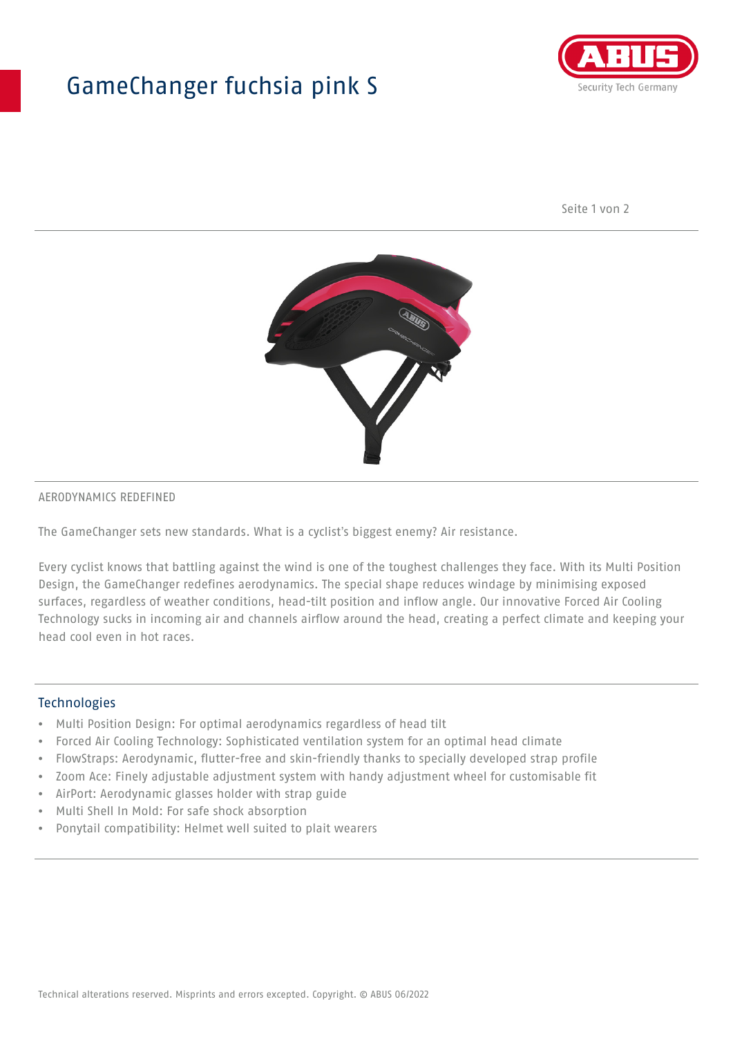# GameChanger fuchsia pink S

AERODYNAMICS REDEFINED

The GameChanger sets new standards. What is a cyclist's biggest enemy? Air resistance.

Every cyclist knows that battling against the wind is one of the toughest challenges they face. With its Multi Position Design, the GameChanger redefines aerodynamics. The special shape reduces windage by minimising exposed surfaces, regardless of weather conditions, head-tilt position and inflow angle. Our innovative Forced Air Cooling Technology sucks in incoming air and channels airflow around the head, creating a perfect climate and keeping your head cool even in hot races.

## Technologies

- Multi Position Design: For optimal aerodynamics regardless of head tilt
- Forced Air Cooling Technology: Sophisticated ventilation system for an optimal head climate
- FlowStraps: Aerodynamic, flutter-free and skin-friendly thanks to specially developed strap profile
- Zoom Ace: Finely adjustable adjustment system with handy adjustment wheel for customisable fit
- AirPort: Aerodynamic glasses holder with strap guide
- Multi Shell In Mold: For safe shock absorption
- Ponytail compatibility: Helmet well suited to plait wearers

Technical alterations reserved. Misprints and errors excepted. Copyright. © ABUS 06/2022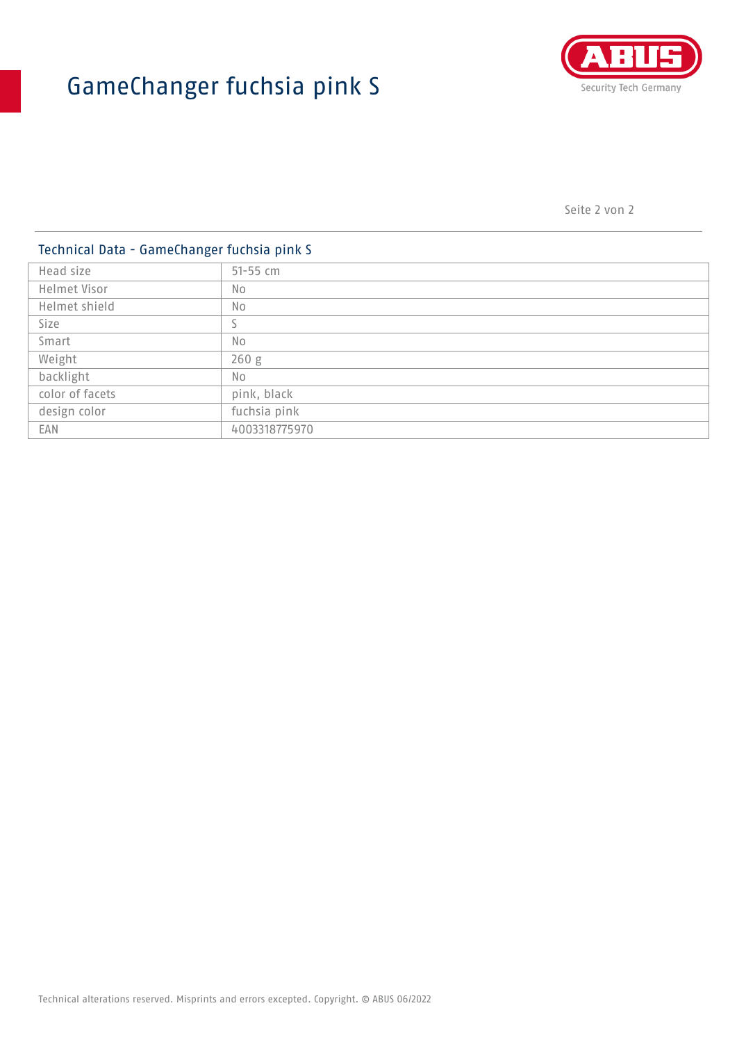# GameChanger fuchsia pink S

## Technical Data - GameChanger fuchsia pink S

| | |
|---|---|
| Head size | 51-55 cm |
| Helmet Visor | No |
| Helmet shield | No |
| Size | S |
| Smart | No |
| Weight | 260 g |
| backlight | No |
| color of facets | pink, black |
| design color | fuchsia pink |
| EAN | 4003318775970 |

Technical alterations reserved. Misprints and errors excepted. Copyright. © ABUS 06/2022